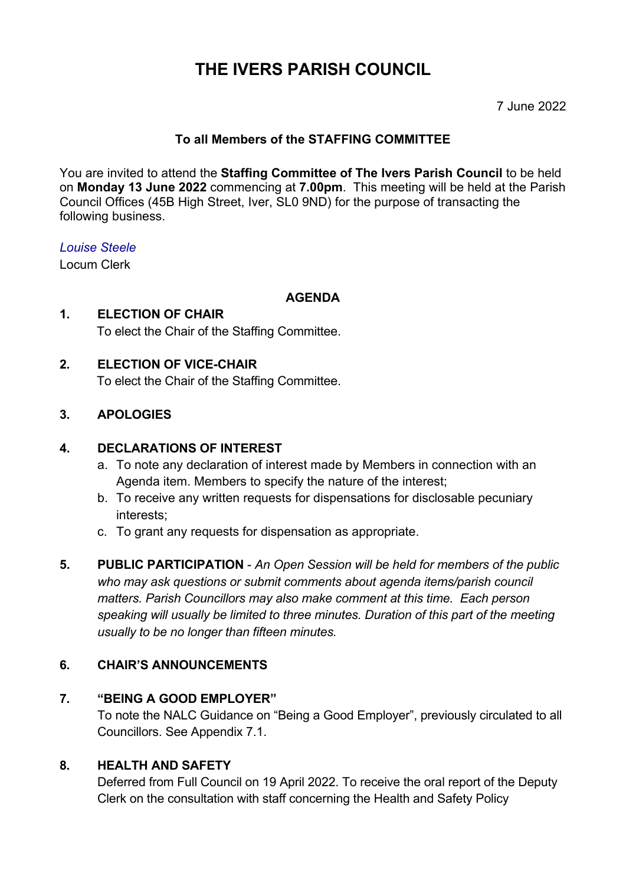# THE IVERS PARISH COUNCIL

7 June 2022

**To all Members of the STAFFING COMMITTEE**

You are invited to attend the **Staffing Committee of The Ivers Parish Council** to be held on **Monday 13 June 2022** commencing at **7.00pm**. This meeting will be held at the Parish Council Offices (45B High Street, Iver, SL0 9ND) for the purpose of transacting the following business.

*Louise Steele*
Locum Clerk

**AGENDA**

**1. ELECTION OF CHAIR**
To elect the Chair of the Staffing Committee.

**2. ELECTION OF VICE-CHAIR**
To elect the Chair of the Staffing Committee.

**3. APOLOGIES**

**4. DECLARATIONS OF INTEREST**

a. To note any declaration of interest made by Members in connection with an Agenda item. Members to specify the nature of the interest;
b. To receive any written requests for dispensations for disclosable pecuniary interests;
c. To grant any requests for dispensation as appropriate.

**5. PUBLIC PARTICIPATION** - *An Open Session will be held for members of the public who may ask questions or submit comments about agenda items/parish council matters. Parish Councillors may also make comment at this time. Each person speaking will usually be limited to three minutes. Duration of this part of the meeting usually to be no longer than fifteen minutes.*

**6. CHAIR'S ANNOUNCEMENTS**

**7. "BEING A GOOD EMPLOYER"**
To note the NALC Guidance on "Being a Good Employer", previously circulated to all Councillors. See Appendix 7.1.

**8. HEALTH AND SAFETY**
Deferred from Full Council on 19 April 2022. To receive the oral report of the Deputy Clerk on the consultation with staff concerning the Health and Safety Policy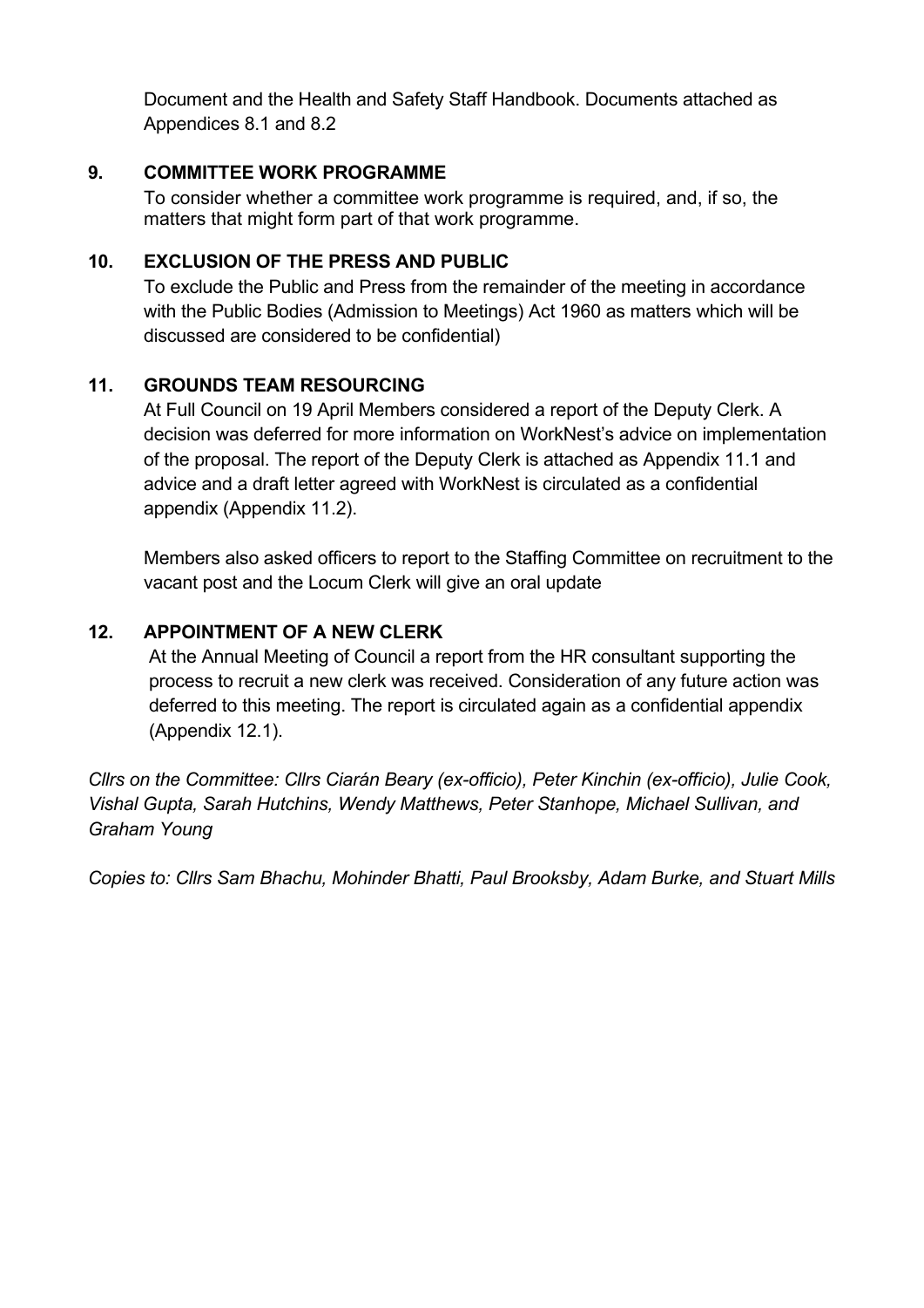Document and the Health and Safety Staff Handbook. Documents attached as Appendices 8.1 and 8.2

**9. COMMITTEE WORK PROGRAMME**

To consider whether a committee work programme is required, and, if so, the matters that might form part of that work programme.

**10. EXCLUSION OF THE PRESS AND PUBLIC**

To exclude the Public and Press from the remainder of the meeting in accordance with the Public Bodies (Admission to Meetings) Act 1960 as matters which will be discussed are considered to be confidential)

**11. GROUNDS TEAM RESOURCING**

At Full Council on 19 April Members considered a report of the Deputy Clerk. A decision was deferred for more information on WorkNest's advice on implementation of the proposal. The report of the Deputy Clerk is attached as Appendix 11.1 and advice and a draft letter agreed with WorkNest is circulated as a confidential appendix (Appendix 11.2).

Members also asked officers to report to the Staffing Committee on recruitment to the vacant post and the Locum Clerk will give an oral update

**12. APPOINTMENT OF A NEW CLERK**

At the Annual Meeting of Council a report from the HR consultant supporting the process to recruit a new clerk was received. Consideration of any future action was deferred to this meeting. The report is circulated again as a confidential appendix (Appendix 12.1).

*Cllrs on the Committee: Cllrs Ciarán Beary (ex-officio), Peter Kinchin (ex-officio), Julie Cook, Vishal Gupta, Sarah Hutchins, Wendy Matthews, Peter Stanhope, Michael Sullivan, and Graham Young*

*Copies to: Cllrs Sam Bhachu, Mohinder Bhatti, Paul Brooksby, Adam Burke, and Stuart Mills*